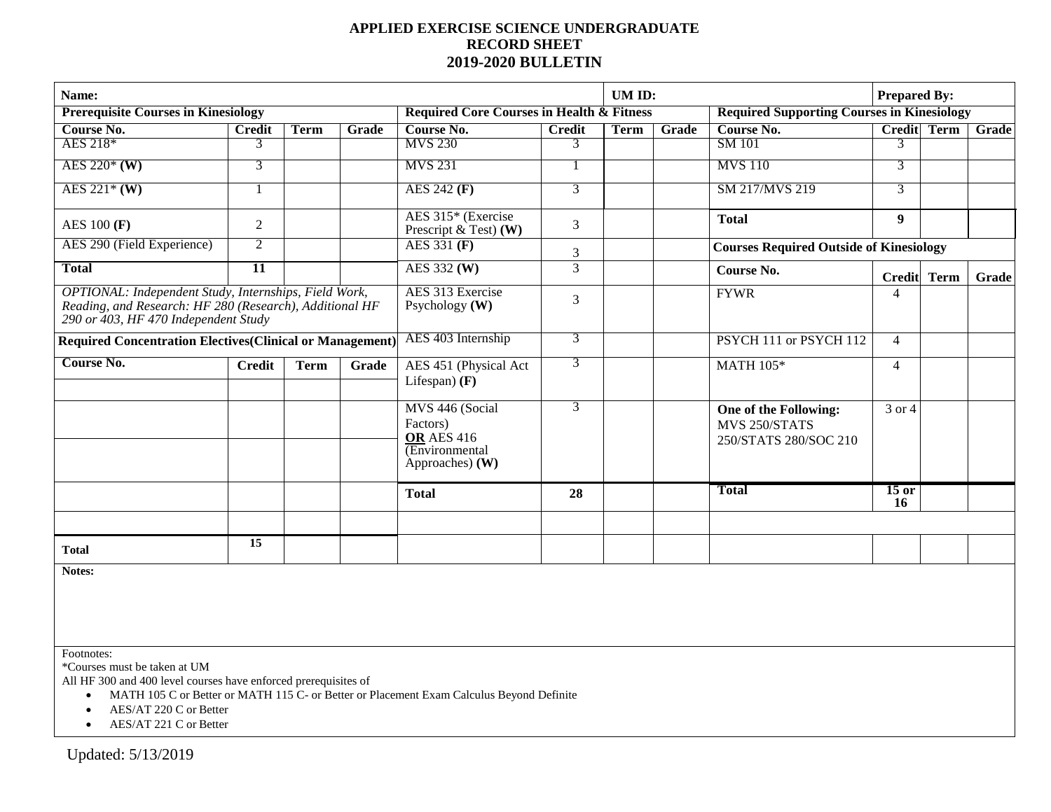# APPLIED EXERCISE SCIENCE UNDERGRADUATE RECORD SHEET 2019-2020 BULLETIN

**Name:** | **UM ID:** | **Prepared By:**

## Prerequisite Courses in Kinesiology

| Course No. | Credit | Term | Grade |
|---|---|---|---|
| AES 218* | 3 | | |
| AES 220* **(W)** | 3 | | |
| AES 221* **(W)** | 1 | | |
| AES 100 **(F)** | 2 | | |
| AES 290 (Field Experience) | 2 | | |
| **Total** | **11** | | |

*OPTIONAL: Independent Study, Internships, Field Work, Reading, and Research: HF 280 (Research), Additional HF 290 or 403, HF 470 Independent Study*

## Required Concentration Electives(Clinical or Management)

| Course No. | Credit | Term | Grade |
|---|---|---|---|
| | | | |
| | | | |
| | | | |
| | | | |
| | | | |
| **Total** | **15** | | |

## Required Core Courses in Health & Fitness

| Course No. | Credit | Term | Grade |
|---|---|---|---|
| MVS 230 | 3 | | |
| MVS 231 | 1 | | |
| AES 242 **(F)** | 3 | | |
| AES 315* (Exercise Prescript & Test) **(W)** | 3 | | |
| AES 331 **(F)** | 3 | | |
| AES 332 **(W)** | 3 | | |
| AES 313 Exercise Psychology **(W)** | 3 | | |
| AES 403 Internship | 3 | | |
| AES 451 (Physical Act Lifespan) **(F)** | 3 | | |
| MVS 446 (Social Factors) **OR** AES 416 (Environmental Approaches) **(W)** | 3 | | |
| **Total** | **28** | | |

## Required Supporting Courses in Kinesiology

| Course No. | Credit | Term | Grade |
|---|---|---|---|
| SM 101 | 3 | | |
| MVS 110 | 3 | | |
| SM 217/MVS 219 | 3 | | |
| **Total** | **9** | | |

## Courses Required Outside of Kinesiology

| Course No. | Credit | Term | Grade |
|---|---|---|---|
| FYWR | 4 | | |
| PSYCH 111 or PSYCH 112 | 4 | | |
| MATH 105* | 4 | | |
| **One of the Following:** MVS 250/STATS 250/STATS 280/SOC 210 | 3 or 4 | | |
| **Total** | **15 or 16** | | |

**Notes:**

Footnotes:
*Courses must be taken at UM
All HF 300 and 400 level courses have enforced prerequisites of

- MATH 105 C or Better or MATH 115 C- or Better or Placement Exam Calculus Beyond Definite
- AES/AT 220 C or Better
- AES/AT 221 C or Better

Updated: 5/13/2019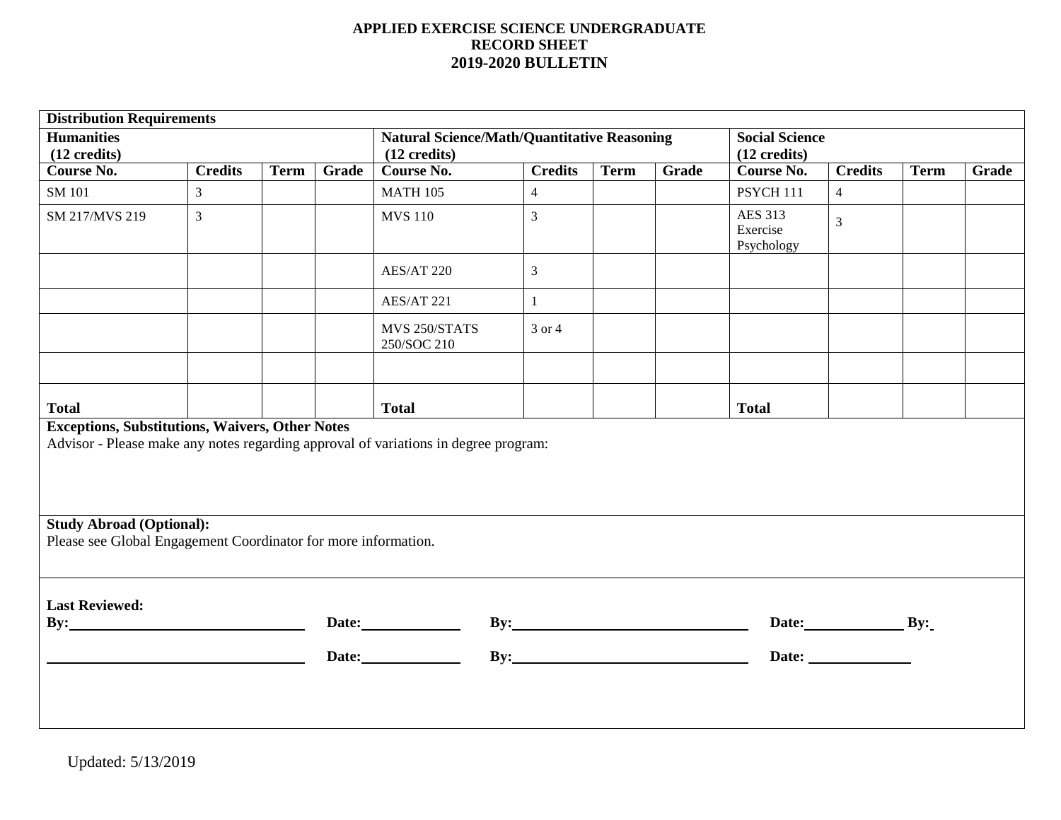**APPLIED EXERCISE SCIENCE UNDERGRADUATE**
**RECORD SHEET**
**2019-2020 BULLETIN**

| **Distribution Requirements** | | | | | | | | | | | |
|---|---|---|---|---|---|---|---|---|---|---|---|
| **Humanities (12 credits)** | | | | **Natural Science/Math/Quantitative Reasoning (12 credits)** | | | | **Social Science (12 credits)** | | | |
| **Course No.** | **Credits** | **Term** | **Grade** | **Course No.** | **Credits** | **Term** | **Grade** | **Course No.** | **Credits** | **Term** | **Grade** |
| SM 101 | 3 | | | MATH 105 | 4 | | | PSYCH 111 | 4 | | |
| SM 217/MVS 219 | 3 | | | MVS 110 | 3 | | | AES 313 Exercise Psychology | 3 | | |
| | | | | AES/AT 220 | 3 | | | | | | |
| | | | | AES/AT 221 | 1 | | | | | | |
| | | | | MVS 250/STATS 250/SOC 210 | 3 or 4 | | | | | | |
| | | | | | | | | | | | |
| **Total** | | | | **Total** | | | | **Total** | | | |

**Exceptions, Substitutions, Waivers, Other Notes**

Advisor - Please make any notes regarding approval of variations in degree program:

**Study Abroad (Optional):**

Please see Global Engagement Coordinator for more information.

**Last Reviewed:**

**By:**\_\_\_\_\_\_\_\_\_\_\_\_\_\_\_\_\_\_\_\_ **Date:**\_\_\_\_\_\_\_\_ **By:**\_\_\_\_\_\_\_\_\_\_\_\_\_\_\_\_\_\_\_\_ **Date:**\_\_\_\_\_\_\_\_ **By:**

\_\_\_\_\_\_\_\_\_\_\_\_\_\_\_\_\_\_\_\_ **Date:**\_\_\_\_\_\_\_\_ **By:**\_\_\_\_\_\_\_\_\_\_\_\_\_\_\_\_\_\_\_\_ **Date:** \_\_\_\_\_\_\_\_

Updated: 5/13/2019